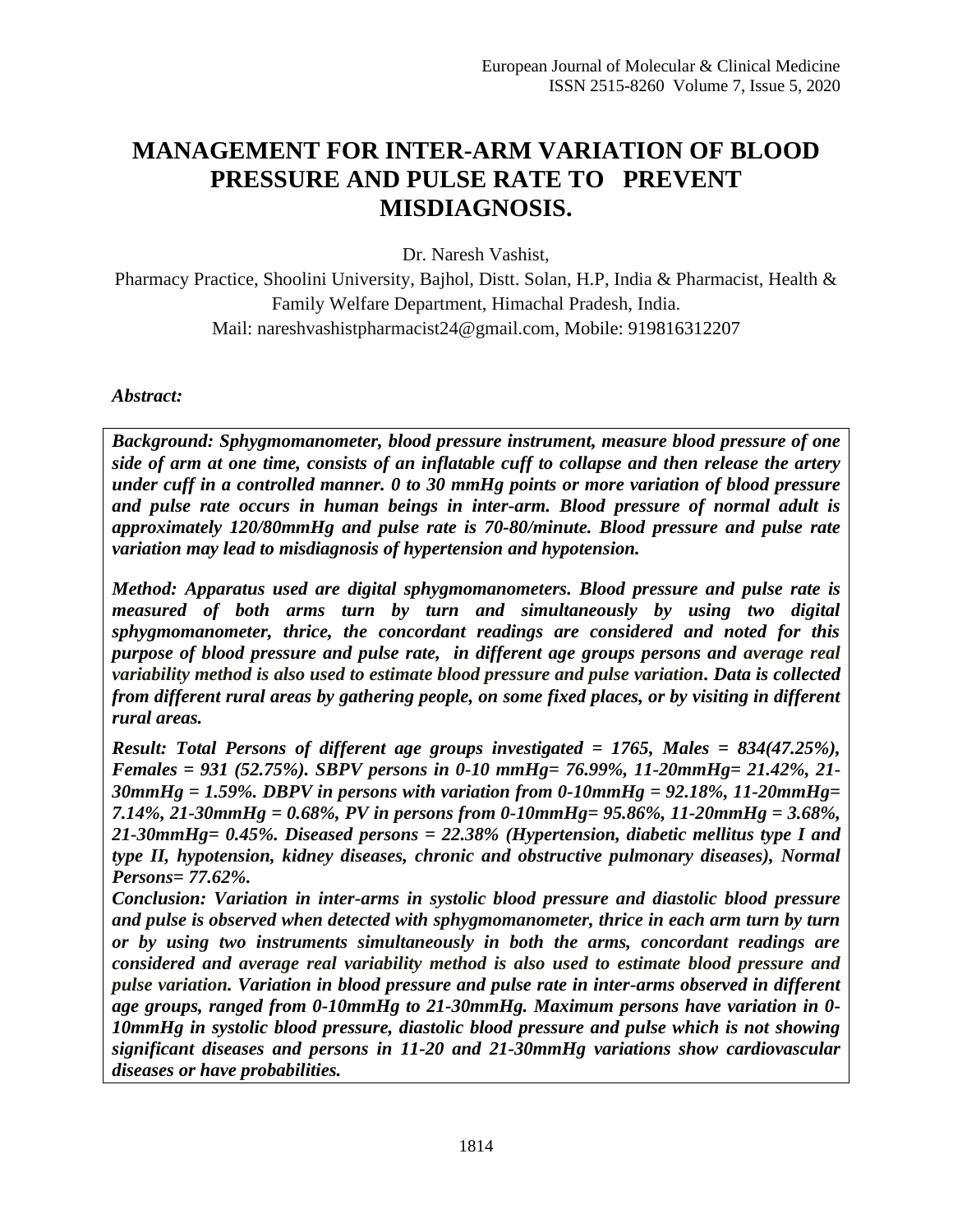# MANAGEMENT FOR INTER-ARM VARIATION OF BLOOD PRESSURE AND PULSE RATE TO PREVENT MISDIAGNOSIS.

Dr. Naresh Vashist,

Pharmacy Practice, Shoolini University, Bajhol, Distt. Solan, H.P, India & Pharmacist, Health & Family Welfare Department, Himachal Pradesh, India.

Mail: nareshvashistpharmacist24@gmail.com, Mobile: 919816312207

***Abstract:***

***Background: Sphygmomanometer, blood pressure instrument, measure blood pressure of one side of arm at one time, consists of an inflatable cuff to collapse and then release the artery under cuff in a controlled manner. 0 to 30 mmHg points or more variation of blood pressure and pulse rate occurs in human beings in inter-arm. Blood pressure of normal adult is approximately 120/80mmHg and pulse rate is 70-80/minute. Blood pressure and pulse rate variation may lead to misdiagnosis of hypertension and hypotension.***

***Method: Apparatus used are digital sphygmomanometers. Blood pressure and pulse rate is measured of both arms turn by turn and simultaneously by using two digital sphygmomanometer, thrice, the concordant readings are considered and noted for this purpose of blood pressure and pulse rate, in different age groups persons and average real variability method is also used to estimate blood pressure and pulse variation. Data is collected from different rural areas by gathering people, on some fixed places, or by visiting in different rural areas.***

***Result: Total Persons of different age groups investigated = 1765, Males = 834(47.25%), Females = 931 (52.75%). SBPV persons in 0-10 mmHg= 76.99%, 11-20mmHg= 21.42%, 21-30mmHg = 1.59%. DBPV in persons with variation from 0-10mmHg = 92.18%, 11-20mmHg= 7.14%, 21-30mmHg = 0.68%, PV in persons from 0-10mmHg= 95.86%, 11-20mmHg = 3.68%, 21-30mmHg= 0.45%. Diseased persons = 22.38% (Hypertension, diabetic mellitus type I and type II, hypotension, kidney diseases, chronic and obstructive pulmonary diseases), Normal Persons= 77.62%.***

***Conclusion: Variation in inter-arms in systolic blood pressure and diastolic blood pressure and pulse is observed when detected with sphygmomanometer, thrice in each arm turn by turn or by using two instruments simultaneously in both the arms, concordant readings are considered and average real variability method is also used to estimate blood pressure and pulse variation. Variation in blood pressure and pulse rate in inter-arms observed in different age groups, ranged from 0-10mmHg to 21-30mmHg. Maximum persons have variation in 0-10mmHg in systolic blood pressure, diastolic blood pressure and pulse which is not showing significant diseases and persons in 11-20 and 21-30mmHg variations show cardiovascular diseases or have probabilities.***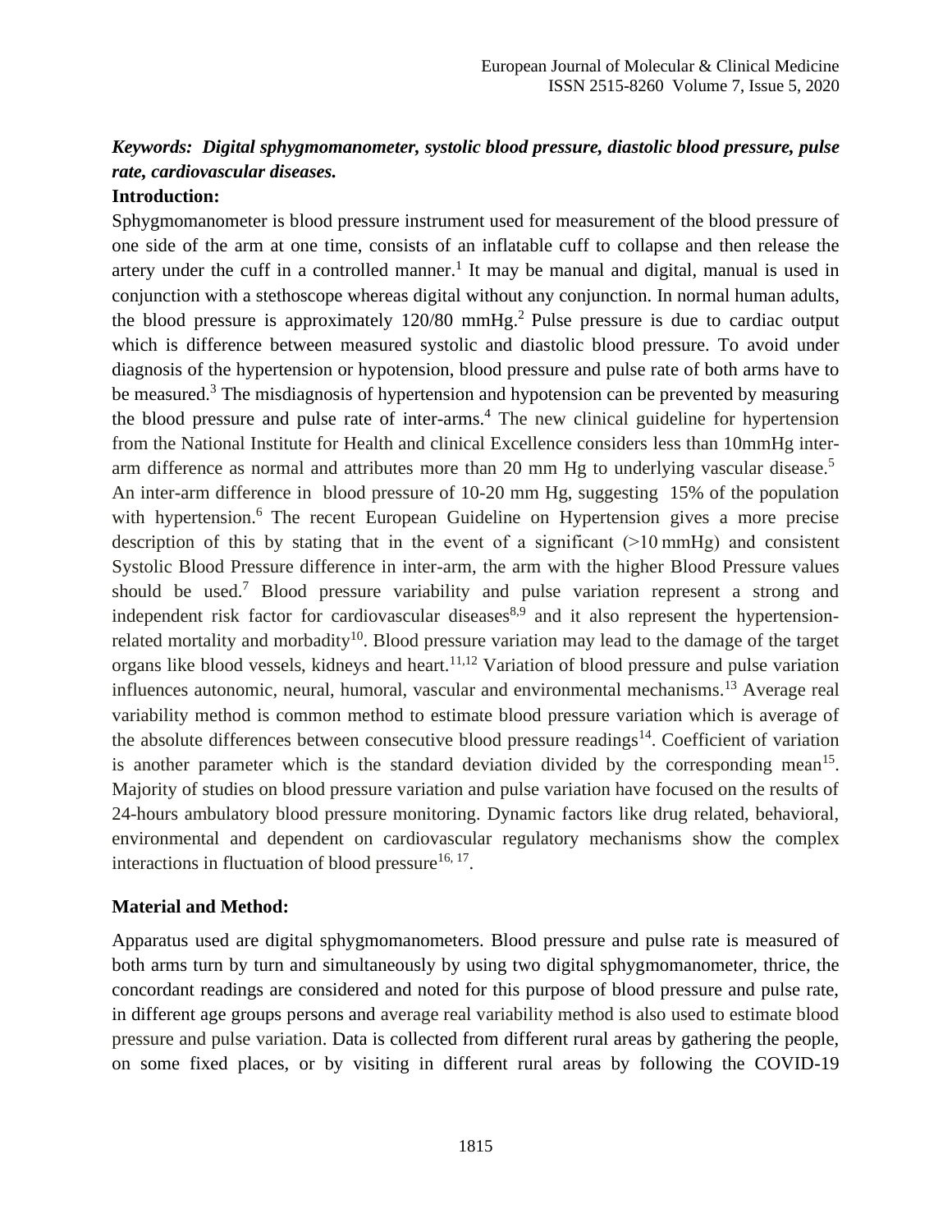***Keywords: Digital sphygmomanometer, systolic blood pressure, diastolic blood pressure, pulse rate, cardiovascular diseases.***

**Introduction:**

Sphygmomanometer is blood pressure instrument used for measurement of the blood pressure of one side of the arm at one time, consists of an inflatable cuff to collapse and then release the artery under the cuff in a controlled manner.[1] It may be manual and digital, manual is used in conjunction with a stethoscope whereas digital without any conjunction. In normal human adults, the blood pressure is approximately 120/80 mmHg.[2] Pulse pressure is due to cardiac output which is difference between measured systolic and diastolic blood pressure. To avoid under diagnosis of the hypertension or hypotension, blood pressure and pulse rate of both arms have to be measured.[3] The misdiagnosis of hypertension and hypotension can be prevented by measuring the blood pressure and pulse rate of inter-arms.[4] The new clinical guideline for hypertension from the National Institute for Health and clinical Excellence considers less than 10mmHg inter-arm difference as normal and attributes more than 20 mm Hg to underlying vascular disease.[5] An inter-arm difference in blood pressure of 10-20 mm Hg, suggesting 15% of the population with hypertension.[6] The recent European Guideline on Hypertension gives a more precise description of this by stating that in the event of a significant (>10 mmHg) and consistent Systolic Blood Pressure difference in inter-arm, the arm with the higher Blood Pressure values should be used.[7] Blood pressure variability and pulse variation represent a strong and independent risk factor for cardiovascular diseases[8,9] and it also represent the hypertension-related mortality and morbadity[10]. Blood pressure variation may lead to the damage of the target organs like blood vessels, kidneys and heart.[11,12] Variation of blood pressure and pulse variation influences autonomic, neural, humoral, vascular and environmental mechanisms.[13] Average real variability method is common method to estimate blood pressure variation which is average of the absolute differences between consecutive blood pressure readings[14]. Coefficient of variation is another parameter which is the standard deviation divided by the corresponding mean[15]. Majority of studies on blood pressure variation and pulse variation have focused on the results of 24-hours ambulatory blood pressure monitoring. Dynamic factors like drug related, behavioral, environmental and dependent on cardiovascular regulatory mechanisms show the complex interactions in fluctuation of blood pressure[16, 17].

**Material and Method:**

Apparatus used are digital sphygmomanometers. Blood pressure and pulse rate is measured of both arms turn by turn and simultaneously by using two digital sphygmomanometer, thrice, the concordant readings are considered and noted for this purpose of blood pressure and pulse rate, in different age groups persons and average real variability method is also used to estimate blood pressure and pulse variation. Data is collected from different rural areas by gathering the people, on some fixed places, or by visiting in different rural areas by following the COVID-19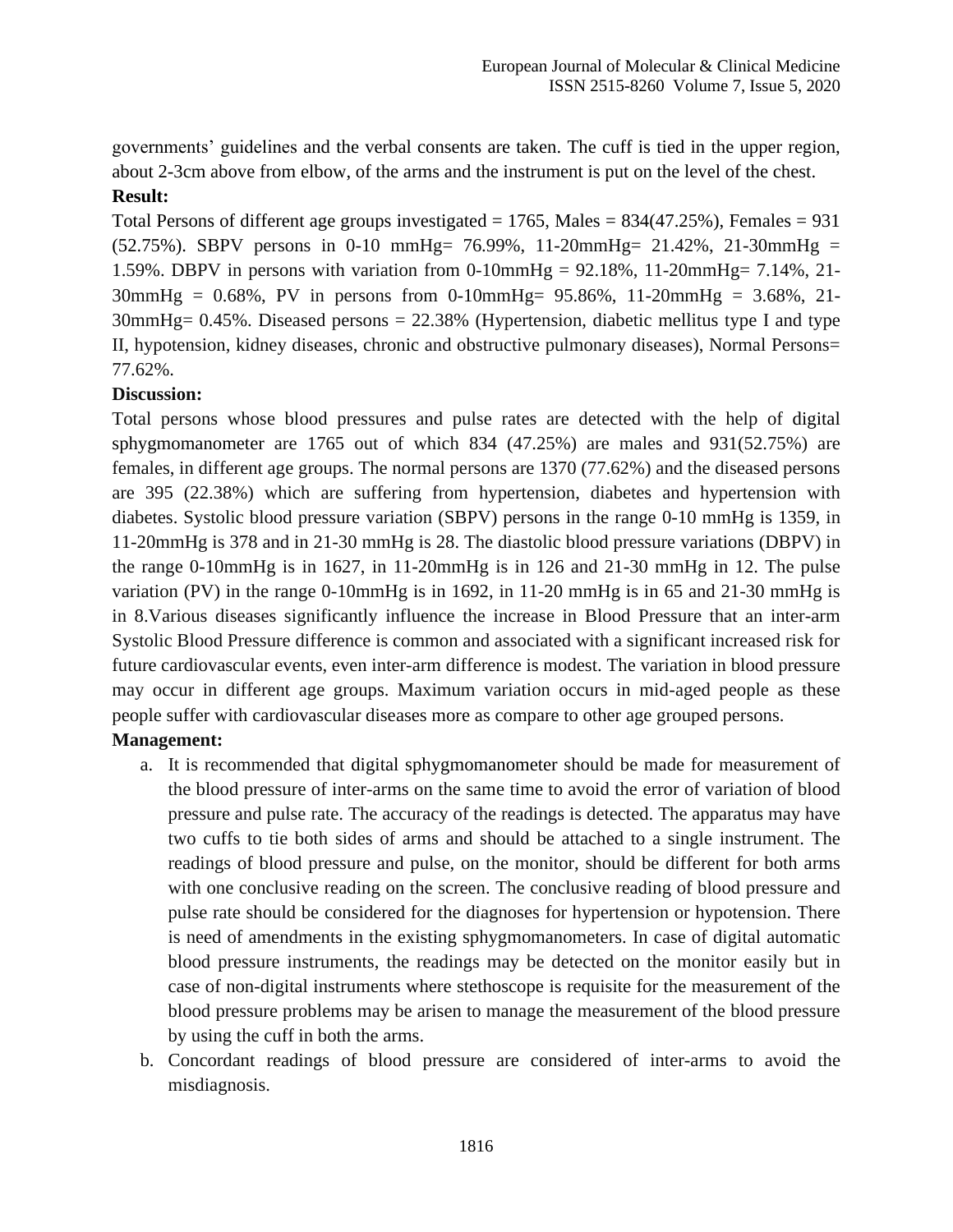governments' guidelines and the verbal consents are taken. The cuff is tied in the upper region, about 2-3cm above from elbow, of the arms and the instrument is put on the level of the chest.

**Result:**

Total Persons of different age groups investigated = 1765, Males = 834(47.25%), Females = 931 (52.75%). SBPV persons in 0-10 mmHg= 76.99%, 11-20mmHg= 21.42%, 21-30mmHg = 1.59%. DBPV in persons with variation from 0-10mmHg = 92.18%, 11-20mmHg= 7.14%, 21-30mmHg = 0.68%, PV in persons from 0-10mmHg= 95.86%, 11-20mmHg = 3.68%, 21-30mmHg= 0.45%. Diseased persons = 22.38% (Hypertension, diabetic mellitus type I and type II, hypotension, kidney diseases, chronic and obstructive pulmonary diseases), Normal Persons= 77.62%.

**Discussion:**

Total persons whose blood pressures and pulse rates are detected with the help of digital sphygmomanometer are 1765 out of which 834 (47.25%) are males and 931(52.75%) are females, in different age groups. The normal persons are 1370 (77.62%) and the diseased persons are 395 (22.38%) which are suffering from hypertension, diabetes and hypertension with diabetes. Systolic blood pressure variation (SBPV) persons in the range 0-10 mmHg is 1359, in 11-20mmHg is 378 and in 21-30 mmHg is 28. The diastolic blood pressure variations (DBPV) in the range 0-10mmHg is in 1627, in 11-20mmHg is in 126 and 21-30 mmHg in 12. The pulse variation (PV) in the range 0-10mmHg is in 1692, in 11-20 mmHg is in 65 and 21-30 mmHg is in 8.Various diseases significantly influence the increase in Blood Pressure that an inter-arm Systolic Blood Pressure difference is common and associated with a significant increased risk for future cardiovascular events, even inter-arm difference is modest. The variation in blood pressure may occur in different age groups. Maximum variation occurs in mid-aged people as these people suffer with cardiovascular diseases more as compare to other age grouped persons.

**Management:**

a. It is recommended that digital sphygmomanometer should be made for measurement of the blood pressure of inter-arms on the same time to avoid the error of variation of blood pressure and pulse rate. The accuracy of the readings is detected. The apparatus may have two cuffs to tie both sides of arms and should be attached to a single instrument. The readings of blood pressure and pulse, on the monitor, should be different for both arms with one conclusive reading on the screen. The conclusive reading of blood pressure and pulse rate should be considered for the diagnoses for hypertension or hypotension. There is need of amendments in the existing sphygmomanometers. In case of digital automatic blood pressure instruments, the readings may be detected on the monitor easily but in case of non-digital instruments where stethoscope is requisite for the measurement of the blood pressure problems may be arisen to manage the measurement of the blood pressure by using the cuff in both the arms.

b. Concordant readings of blood pressure are considered of inter-arms to avoid the misdiagnosis.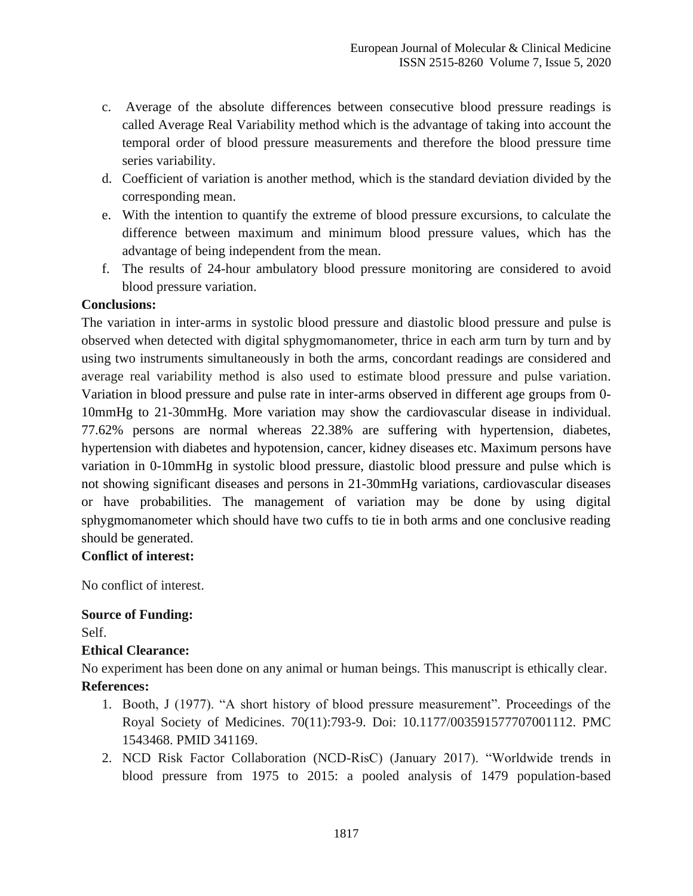c. Average of the absolute differences between consecutive blood pressure readings is called Average Real Variability method which is the advantage of taking into account the temporal order of blood pressure measurements and therefore the blood pressure time series variability.
d. Coefficient of variation is another method, which is the standard deviation divided by the corresponding mean.
e. With the intention to quantify the extreme of blood pressure excursions, to calculate the difference between maximum and minimum blood pressure values, which has the advantage of being independent from the mean.
f. The results of 24-hour ambulatory blood pressure monitoring are considered to avoid blood pressure variation.

**Conclusions:**

The variation in inter-arms in systolic blood pressure and diastolic blood pressure and pulse is observed when detected with digital sphygmomanometer, thrice in each arm turn by turn and by using two instruments simultaneously in both the arms, concordant readings are considered and average real variability method is also used to estimate blood pressure and pulse variation. Variation in blood pressure and pulse rate in inter-arms observed in different age groups from 0-10mmHg to 21-30mmHg. More variation may show the cardiovascular disease in individual. 77.62% persons are normal whereas 22.38% are suffering with hypertension, diabetes, hypertension with diabetes and hypotension, cancer, kidney diseases etc. Maximum persons have variation in 0-10mmHg in systolic blood pressure, diastolic blood pressure and pulse which is not showing significant diseases and persons in 21-30mmHg variations, cardiovascular diseases or have probabilities. The management of variation may be done by using digital sphygmomanometer which should have two cuffs to tie in both arms and one conclusive reading should be generated.

**Conflict of interest:**

No conflict of interest.

**Source of Funding:**

Self.

**Ethical Clearance:**

No experiment has been done on any animal or human beings. This manuscript is ethically clear.

**References:**

1. Booth, J (1977). "A short history of blood pressure measurement". Proceedings of the Royal Society of Medicines. 70(11):793-9. Doi: 10.1177/003591577707001112. PMC 1543468. PMID 341169.
2. NCD Risk Factor Collaboration (NCD-RisC) (January 2017). "Worldwide trends in blood pressure from 1975 to 2015: a pooled analysis of 1479 population-based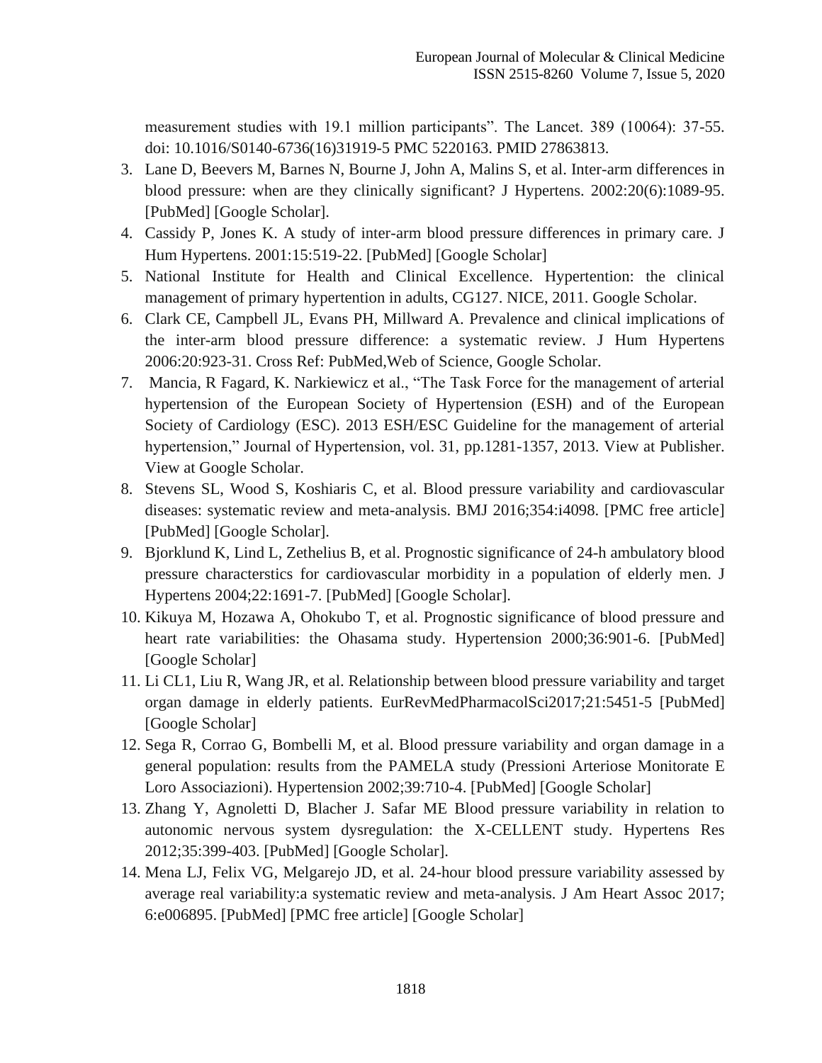measurement studies with 19.1 million participants". The Lancet. 389 (10064): 37-55. doi: 10.1016/S0140-6736(16)31919-5 PMC 5220163. PMID 27863813.

3. Lane D, Beevers M, Barnes N, Bourne J, John A, Malins S, et al. Inter-arm differences in blood pressure: when are they clinically significant? J Hypertens. 2002:20(6):1089-95. [PubMed] [Google Scholar].
4. Cassidy P, Jones K. A study of inter-arm blood pressure differences in primary care. J Hum Hypertens. 2001:15:519-22. [PubMed] [Google Scholar]
5. National Institute for Health and Clinical Excellence. Hypertention: the clinical management of primary hypertention in adults, CG127. NICE, 2011. Google Scholar.
6. Clark CE, Campbell JL, Evans PH, Millward A. Prevalence and clinical implications of the inter-arm blood pressure difference: a systematic review. J Hum Hypertens 2006:20:923-31. Cross Ref: PubMed,Web of Science, Google Scholar.
7. Mancia, R Fagard, K. Narkiewicz et al., "The Task Force for the management of arterial hypertension of the European Society of Hypertension (ESH) and of the European Society of Cardiology (ESC). 2013 ESH/ESC Guideline for the management of arterial hypertension," Journal of Hypertension, vol. 31, pp.1281-1357, 2013. View at Publisher. View at Google Scholar.
8. Stevens SL, Wood S, Koshiaris C, et al. Blood pressure variability and cardiovascular diseases: systematic review and meta-analysis. BMJ 2016;354:i4098. [PMC free article] [PubMed] [Google Scholar].
9. Bjorklund K, Lind L, Zethelius B, et al. Prognostic significance of 24-h ambulatory blood pressure characterstics for cardiovascular morbidity in a population of elderly men. J Hypertens 2004;22:1691-7. [PubMed] [Google Scholar].
10. Kikuya M, Hozawa A, Ohokubo T, et al. Prognostic significance of blood pressure and heart rate variabilities: the Ohasama study. Hypertension 2000;36:901-6. [PubMed] [Google Scholar]
11. Li CL1, Liu R, Wang JR, et al. Relationship between blood pressure variability and target organ damage in elderly patients. EurRevMedPharmacolSci2017;21:5451-5 [PubMed] [Google Scholar]
12. Sega R, Corrao G, Bombelli M, et al. Blood pressure variability and organ damage in a general population: results from the PAMELA study (Pressioni Arteriose Monitorate E Loro Associazioni). Hypertension 2002;39:710-4. [PubMed] [Google Scholar]
13. Zhang Y, Agnoletti D, Blacher J. Safar ME Blood pressure variability in relation to autonomic nervous system dysregulation: the X-CELLENT study. Hypertens Res 2012;35:399-403. [PubMed] [Google Scholar].
14. Mena LJ, Felix VG, Melgarejo JD, et al. 24-hour blood pressure variability assessed by average real variability:a systematic review and meta-analysis. J Am Heart Assoc 2017; 6:e006895. [PubMed] [PMC free article] [Google Scholar]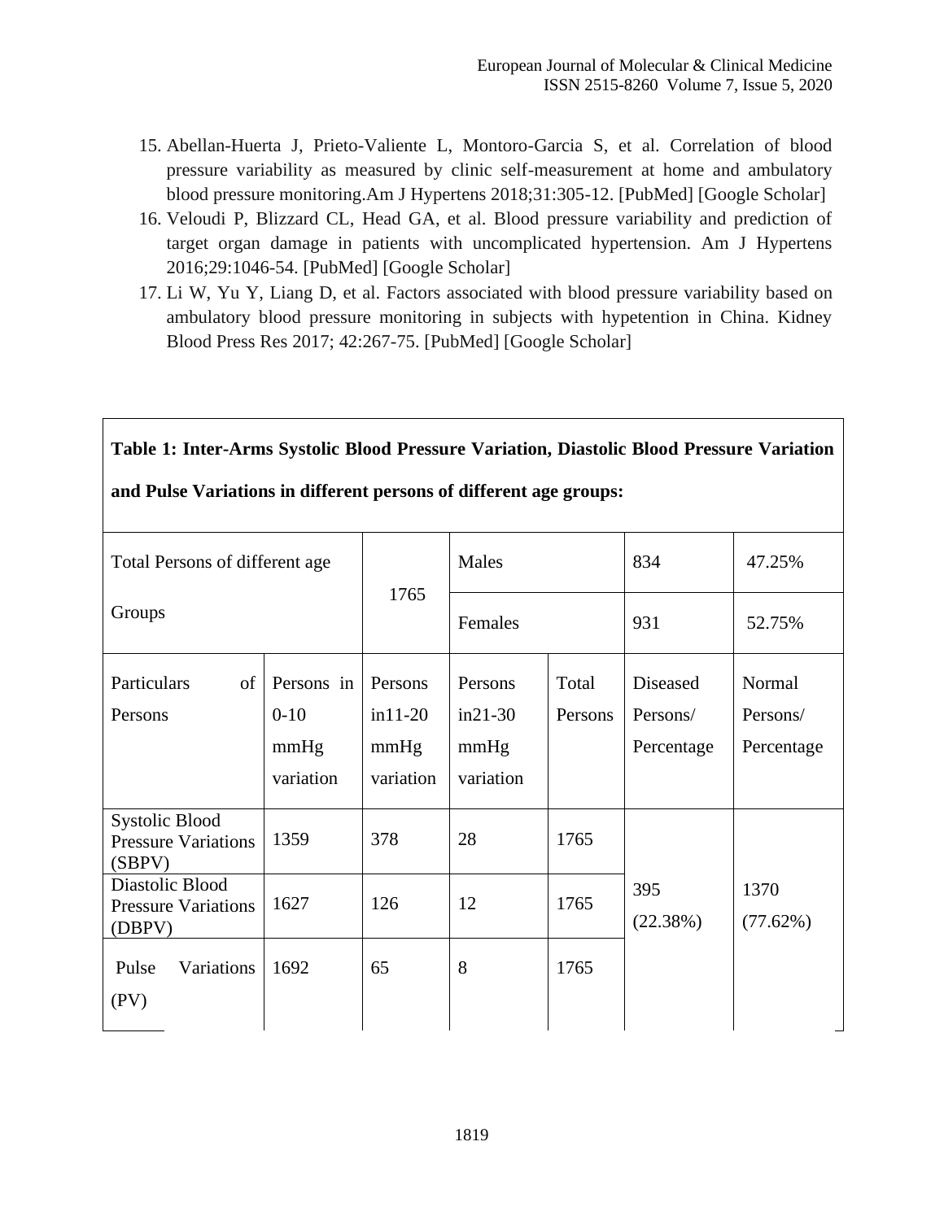15. Abellan-Huerta J, Prieto-Valiente L, Montoro-Garcia S, et al. Correlation of blood pressure variability as measured by clinic self-measurement at home and ambulatory blood pressure monitoring.Am J Hypertens 2018;31:305-12. [PubMed] [Google Scholar]
16. Veloudi P, Blizzard CL, Head GA, et al. Blood pressure variability and prediction of target organ damage in patients with uncomplicated hypertension. Am J Hypertens 2016;29:1046-54. [PubMed] [Google Scholar]
17. Li W, Yu Y, Liang D, et al. Factors associated with blood pressure variability based on ambulatory blood pressure monitoring in subjects with hypetention in China. Kidney Blood Press Res 2017; 42:267-75. [PubMed] [Google Scholar]

**Table 1: Inter-Arms Systolic Blood Pressure Variation, Diastolic Blood Pressure Variation and Pulse Variations in different persons of different age groups:**

| | | | | | | |
|---|---|---|---|---|---|---|
| Total Persons of different age Groups | | 1765 | Males | | 834 | 47.25% |
| | | | Females | | 931 | 52.75% |
| Particulars of Persons | Persons in 0-10 mmHg variation | Persons in11-20 mmHg variation | Persons in21-30 mmHg variation | Total Persons | Diseased Persons/ Percentage | Normal Persons/ Percentage |
| Systolic Blood Pressure Variations (SBPV) | 1359 | 378 | 28 | 1765 | 395 (22.38%) | 1370 (77.62%) |
| Diastolic Blood Pressure Variations (DBPV) | 1627 | 126 | 12 | 1765 | | |
| Pulse Variations (PV) | 1692 | 65 | 8 | 1765 | | |